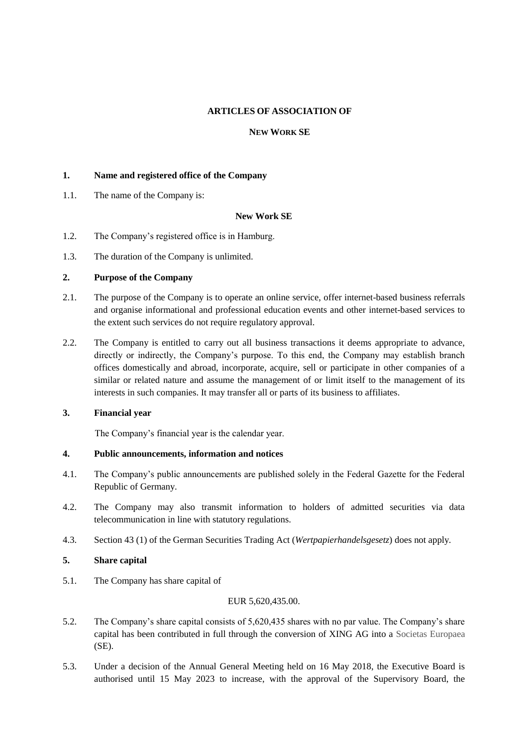# ARTICLES OF ASSOCIATION OF

## NEW WORK SE

### 1. Name and registered office of the Company

1.1. The name of the Company is:

**New Work SE**

1.2. The Company's registered office is in Hamburg.

1.3. The duration of the Company is unlimited.

### 2. Purpose of the Company

2.1. The purpose of the Company is to operate an online service, offer internet-based business referrals and organise informational and professional education events and other internet-based services to the extent such services do not require regulatory approval.

2.2. The Company is entitled to carry out all business transactions it deems appropriate to advance, directly or indirectly, the Company's purpose. To this end, the Company may establish branch offices domestically and abroad, incorporate, acquire, sell or participate in other companies of a similar or related nature and assume the management of or limit itself to the management of its interests in such companies. It may transfer all or parts of its business to affiliates.

### 3. Financial year

The Company's financial year is the calendar year.

### 4. Public announcements, information and notices

4.1. The Company's public announcements are published solely in the Federal Gazette for the Federal Republic of Germany.

4.2. The Company may also transmit information to holders of admitted securities via data telecommunication in line with statutory regulations.

4.3. Section 43 (1) of the German Securities Trading Act (*Wertpapierhandelsgesetz*) does not apply.

### 5. Share capital

5.1. The Company has share capital of

EUR 5,620,435.00.

5.2. The Company's share capital consists of 5,620,435 shares with no par value. The Company's share capital has been contributed in full through the conversion of XING AG into a Societas Europaea (SE).

5.3. Under a decision of the Annual General Meeting held on 16 May 2018, the Executive Board is authorised until 15 May 2023 to increase, with the approval of the Supervisory Board, the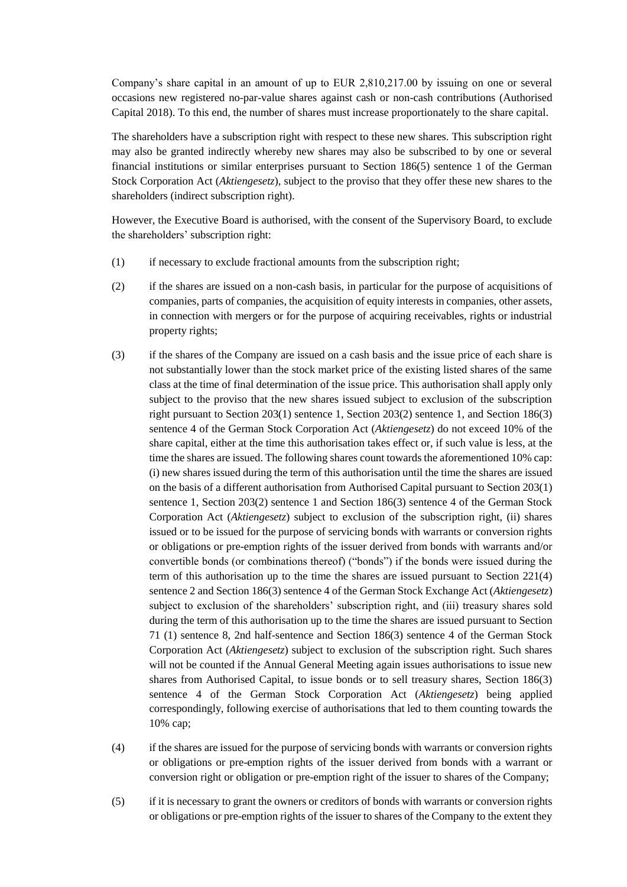Company's share capital in an amount of up to EUR 2,810,217.00 by issuing on one or several occasions new registered no-par-value shares against cash or non-cash contributions (Authorised Capital 2018). To this end, the number of shares must increase proportionately to the share capital.

The shareholders have a subscription right with respect to these new shares. This subscription right may also be granted indirectly whereby new shares may also be subscribed to by one or several financial institutions or similar enterprises pursuant to Section 186(5) sentence 1 of the German Stock Corporation Act (*Aktiengesetz*), subject to the proviso that they offer these new shares to the shareholders (indirect subscription right).

However, the Executive Board is authorised, with the consent of the Supervisory Board, to exclude the shareholders' subscription right:

(1) if necessary to exclude fractional amounts from the subscription right;

(2) if the shares are issued on a non-cash basis, in particular for the purpose of acquisitions of companies, parts of companies, the acquisition of equity interests in companies, other assets, in connection with mergers or for the purpose of acquiring receivables, rights or industrial property rights;

(3) if the shares of the Company are issued on a cash basis and the issue price of each share is not substantially lower than the stock market price of the existing listed shares of the same class at the time of final determination of the issue price. This authorisation shall apply only subject to the proviso that the new shares issued subject to exclusion of the subscription right pursuant to Section 203(1) sentence 1, Section 203(2) sentence 1, and Section 186(3) sentence 4 of the German Stock Corporation Act (*Aktiengesetz*) do not exceed 10% of the share capital, either at the time this authorisation takes effect or, if such value is less, at the time the shares are issued. The following shares count towards the aforementioned 10% cap: (i) new shares issued during the term of this authorisation until the time the shares are issued on the basis of a different authorisation from Authorised Capital pursuant to Section 203(1) sentence 1, Section 203(2) sentence 1 and Section 186(3) sentence 4 of the German Stock Corporation Act (*Aktiengesetz*) subject to exclusion of the subscription right, (ii) shares issued or to be issued for the purpose of servicing bonds with warrants or conversion rights or obligations or pre-emption rights of the issuer derived from bonds with warrants and/or convertible bonds (or combinations thereof) ("bonds") if the bonds were issued during the term of this authorisation up to the time the shares are issued pursuant to Section 221(4) sentence 2 and Section 186(3) sentence 4 of the German Stock Exchange Act (*Aktiengesetz*) subject to exclusion of the shareholders' subscription right, and (iii) treasury shares sold during the term of this authorisation up to the time the shares are issued pursuant to Section 71 (1) sentence 8, 2nd half-sentence and Section 186(3) sentence 4 of the German Stock Corporation Act (*Aktiengesetz*) subject to exclusion of the subscription right. Such shares will not be counted if the Annual General Meeting again issues authorisations to issue new shares from Authorised Capital, to issue bonds or to sell treasury shares, Section 186(3) sentence 4 of the German Stock Corporation Act (*Aktiengesetz*) being applied correspondingly, following exercise of authorisations that led to them counting towards the 10% cap;

(4) if the shares are issued for the purpose of servicing bonds with warrants or conversion rights or obligations or pre-emption rights of the issuer derived from bonds with a warrant or conversion right or obligation or pre-emption right of the issuer to shares of the Company;

(5) if it is necessary to grant the owners or creditors of bonds with warrants or conversion rights or obligations or pre-emption rights of the issuer to shares of the Company to the extent they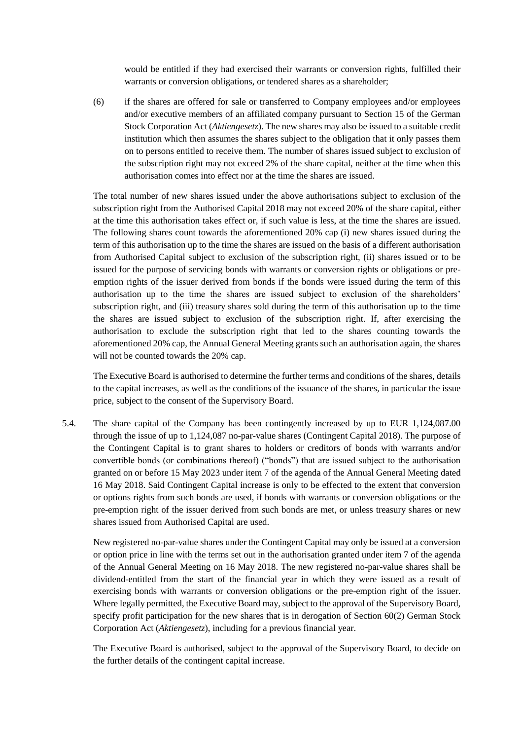would be entitled if they had exercised their warrants or conversion rights, fulfilled their warrants or conversion obligations, or tendered shares as a shareholder;

(6) if the shares are offered for sale or transferred to Company employees and/or employees and/or executive members of an affiliated company pursuant to Section 15 of the German Stock Corporation Act (*Aktiengesetz*). The new shares may also be issued to a suitable credit institution which then assumes the shares subject to the obligation that it only passes them on to persons entitled to receive them. The number of shares issued subject to exclusion of the subscription right may not exceed 2% of the share capital, neither at the time when this authorisation comes into effect nor at the time the shares are issued.

The total number of new shares issued under the above authorisations subject to exclusion of the subscription right from the Authorised Capital 2018 may not exceed 20% of the share capital, either at the time this authorisation takes effect or, if such value is less, at the time the shares are issued. The following shares count towards the aforementioned 20% cap (i) new shares issued during the term of this authorisation up to the time the shares are issued on the basis of a different authorisation from Authorised Capital subject to exclusion of the subscription right, (ii) shares issued or to be issued for the purpose of servicing bonds with warrants or conversion rights or obligations or pre-emption rights of the issuer derived from bonds if the bonds were issued during the term of this authorisation up to the time the shares are issued subject to exclusion of the shareholders' subscription right, and (iii) treasury shares sold during the term of this authorisation up to the time the shares are issued subject to exclusion of the subscription right. If, after exercising the authorisation to exclude the subscription right that led to the shares counting towards the aforementioned 20% cap, the Annual General Meeting grants such an authorisation again, the shares will not be counted towards the 20% cap.

The Executive Board is authorised to determine the further terms and conditions of the shares, details to the capital increases, as well as the conditions of the issuance of the shares, in particular the issue price, subject to the consent of the Supervisory Board.

5.4. The share capital of the Company has been contingently increased by up to EUR 1,124,087.00 through the issue of up to 1,124,087 no-par-value shares (Contingent Capital 2018). The purpose of the Contingent Capital is to grant shares to holders or creditors of bonds with warrants and/or convertible bonds (or combinations thereof) ("bonds") that are issued subject to the authorisation granted on or before 15 May 2023 under item 7 of the agenda of the Annual General Meeting dated 16 May 2018. Said Contingent Capital increase is only to be effected to the extent that conversion or options rights from such bonds are used, if bonds with warrants or conversion obligations or the pre-emption right of the issuer derived from such bonds are met, or unless treasury shares or new shares issued from Authorised Capital are used.

New registered no-par-value shares under the Contingent Capital may only be issued at a conversion or option price in line with the terms set out in the authorisation granted under item 7 of the agenda of the Annual General Meeting on 16 May 2018. The new registered no-par-value shares shall be dividend-entitled from the start of the financial year in which they were issued as a result of exercising bonds with warrants or conversion obligations or the pre-emption right of the issuer. Where legally permitted, the Executive Board may, subject to the approval of the Supervisory Board, specify profit participation for the new shares that is in derogation of Section 60(2) German Stock Corporation Act (*Aktiengesetz*), including for a previous financial year.

The Executive Board is authorised, subject to the approval of the Supervisory Board, to decide on the further details of the contingent capital increase.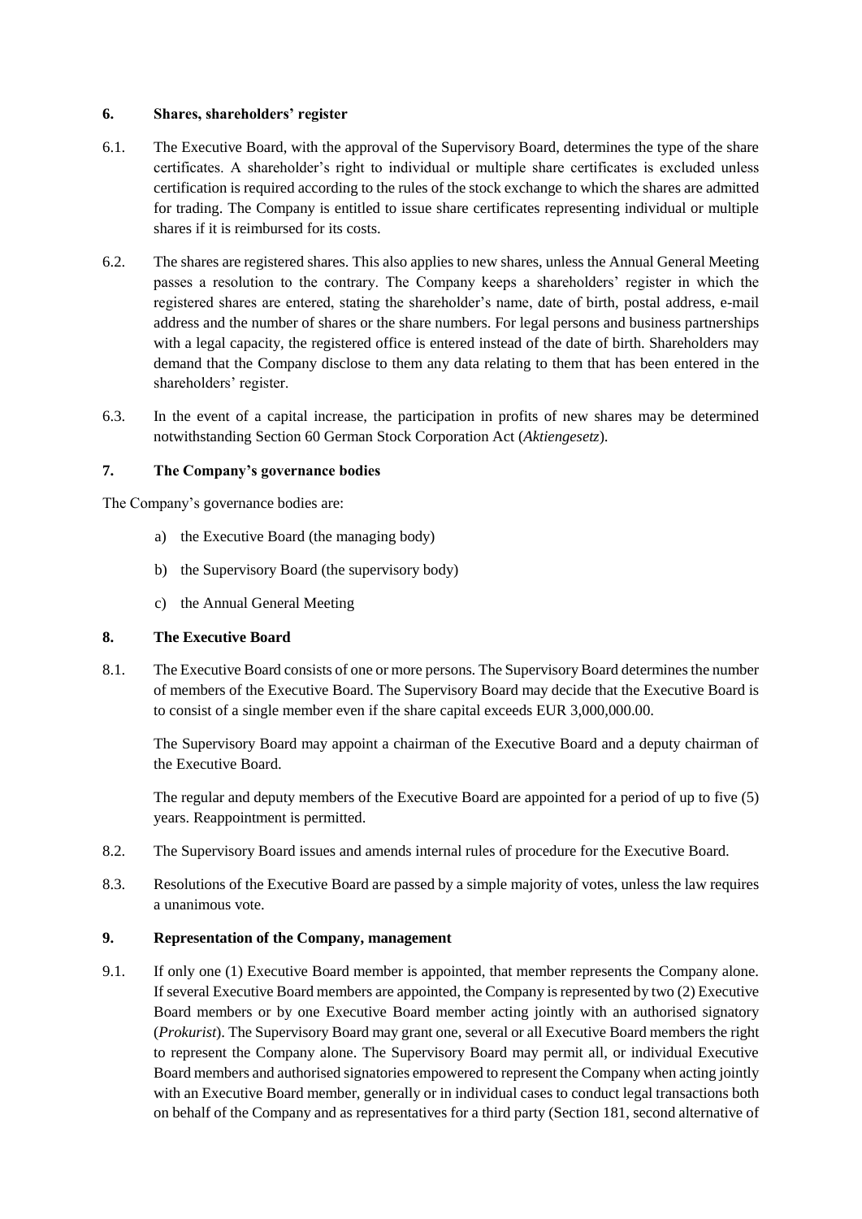## 6. Shares, shareholders' register

6.1. The Executive Board, with the approval of the Supervisory Board, determines the type of the share certificates. A shareholder's right to individual or multiple share certificates is excluded unless certification is required according to the rules of the stock exchange to which the shares are admitted for trading. The Company is entitled to issue share certificates representing individual or multiple shares if it is reimbursed for its costs.

6.2. The shares are registered shares. This also applies to new shares, unless the Annual General Meeting passes a resolution to the contrary. The Company keeps a shareholders' register in which the registered shares are entered, stating the shareholder's name, date of birth, postal address, e-mail address and the number of shares or the share numbers. For legal persons and business partnerships with a legal capacity, the registered office is entered instead of the date of birth. Shareholders may demand that the Company disclose to them any data relating to them that has been entered in the shareholders' register.

6.3. In the event of a capital increase, the participation in profits of new shares may be determined notwithstanding Section 60 German Stock Corporation Act (*Aktiengesetz*).

## 7. The Company's governance bodies

The Company's governance bodies are:

a) the Executive Board (the managing body)

b) the Supervisory Board (the supervisory body)

c) the Annual General Meeting

## 8. The Executive Board

8.1. The Executive Board consists of one or more persons. The Supervisory Board determines the number of members of the Executive Board. The Supervisory Board may decide that the Executive Board is to consist of a single member even if the share capital exceeds EUR 3,000,000.00.

The Supervisory Board may appoint a chairman of the Executive Board and a deputy chairman of the Executive Board.

The regular and deputy members of the Executive Board are appointed for a period of up to five (5) years. Reappointment is permitted.

8.2. The Supervisory Board issues and amends internal rules of procedure for the Executive Board.

8.3. Resolutions of the Executive Board are passed by a simple majority of votes, unless the law requires a unanimous vote.

## 9. Representation of the Company, management

9.1. If only one (1) Executive Board member is appointed, that member represents the Company alone. If several Executive Board members are appointed, the Company is represented by two (2) Executive Board members or by one Executive Board member acting jointly with an authorised signatory (*Prokurist*). The Supervisory Board may grant one, several or all Executive Board members the right to represent the Company alone. The Supervisory Board may permit all, or individual Executive Board members and authorised signatories empowered to represent the Company when acting jointly with an Executive Board member, generally or in individual cases to conduct legal transactions both on behalf of the Company and as representatives for a third party (Section 181, second alternative of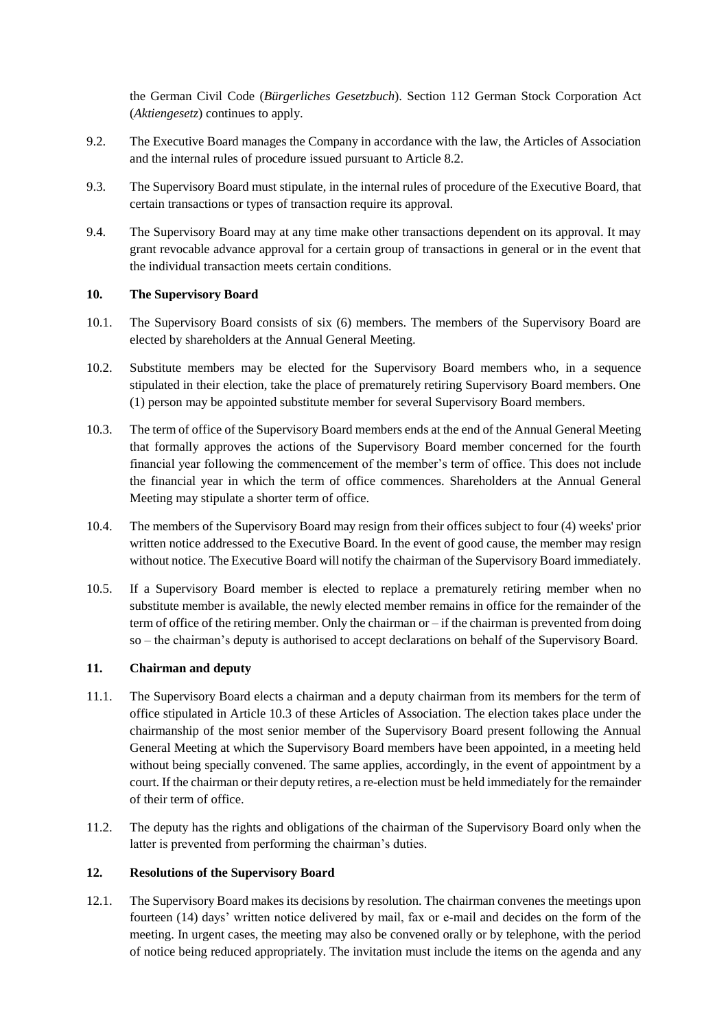the German Civil Code (*Bürgerliches Gesetzbuch*). Section 112 German Stock Corporation Act (*Aktiengesetz*) continues to apply.

9.2. The Executive Board manages the Company in accordance with the law, the Articles of Association and the internal rules of procedure issued pursuant to Article 8.2.

9.3. The Supervisory Board must stipulate, in the internal rules of procedure of the Executive Board, that certain transactions or types of transaction require its approval.

9.4. The Supervisory Board may at any time make other transactions dependent on its approval. It may grant revocable advance approval for a certain group of transactions in general or in the event that the individual transaction meets certain conditions.

## 10. The Supervisory Board

10.1. The Supervisory Board consists of six (6) members. The members of the Supervisory Board are elected by shareholders at the Annual General Meeting.

10.2. Substitute members may be elected for the Supervisory Board members who, in a sequence stipulated in their election, take the place of prematurely retiring Supervisory Board members. One (1) person may be appointed substitute member for several Supervisory Board members.

10.3. The term of office of the Supervisory Board members ends at the end of the Annual General Meeting that formally approves the actions of the Supervisory Board member concerned for the fourth financial year following the commencement of the member's term of office. This does not include the financial year in which the term of office commences. Shareholders at the Annual General Meeting may stipulate a shorter term of office.

10.4. The members of the Supervisory Board may resign from their offices subject to four (4) weeks' prior written notice addressed to the Executive Board. In the event of good cause, the member may resign without notice. The Executive Board will notify the chairman of the Supervisory Board immediately.

10.5. If a Supervisory Board member is elected to replace a prematurely retiring member when no substitute member is available, the newly elected member remains in office for the remainder of the term of office of the retiring member. Only the chairman or – if the chairman is prevented from doing so – the chairman's deputy is authorised to accept declarations on behalf of the Supervisory Board.

## 11. Chairman and deputy

11.1. The Supervisory Board elects a chairman and a deputy chairman from its members for the term of office stipulated in Article 10.3 of these Articles of Association. The election takes place under the chairmanship of the most senior member of the Supervisory Board present following the Annual General Meeting at which the Supervisory Board members have been appointed, in a meeting held without being specially convened. The same applies, accordingly, in the event of appointment by a court. If the chairman or their deputy retires, a re-election must be held immediately for the remainder of their term of office.

11.2. The deputy has the rights and obligations of the chairman of the Supervisory Board only when the latter is prevented from performing the chairman's duties.

## 12. Resolutions of the Supervisory Board

12.1. The Supervisory Board makes its decisions by resolution. The chairman convenes the meetings upon fourteen (14) days' written notice delivered by mail, fax or e-mail and decides on the form of the meeting. In urgent cases, the meeting may also be convened orally or by telephone, with the period of notice being reduced appropriately. The invitation must include the items on the agenda and any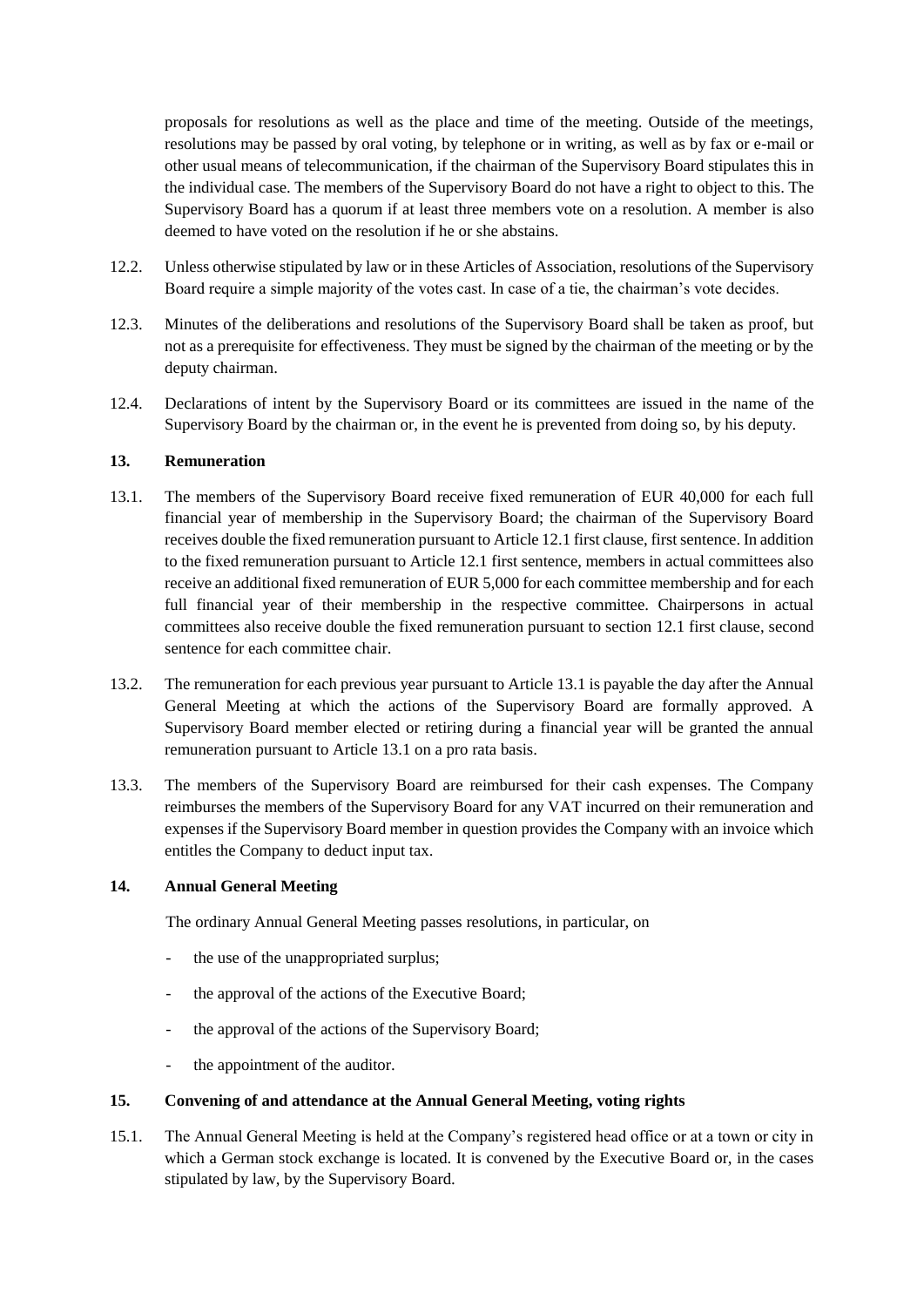proposals for resolutions as well as the place and time of the meeting. Outside of the meetings, resolutions may be passed by oral voting, by telephone or in writing, as well as by fax or e-mail or other usual means of telecommunication, if the chairman of the Supervisory Board stipulates this in the individual case. The members of the Supervisory Board do not have a right to object to this. The Supervisory Board has a quorum if at least three members vote on a resolution. A member is also deemed to have voted on the resolution if he or she abstains.

12.2. Unless otherwise stipulated by law or in these Articles of Association, resolutions of the Supervisory Board require a simple majority of the votes cast. In case of a tie, the chairman's vote decides.

12.3. Minutes of the deliberations and resolutions of the Supervisory Board shall be taken as proof, but not as a prerequisite for effectiveness. They must be signed by the chairman of the meeting or by the deputy chairman.

12.4. Declarations of intent by the Supervisory Board or its committees are issued in the name of the Supervisory Board by the chairman or, in the event he is prevented from doing so, by his deputy.

## 13. Remuneration

13.1. The members of the Supervisory Board receive fixed remuneration of EUR 40,000 for each full financial year of membership in the Supervisory Board; the chairman of the Supervisory Board receives double the fixed remuneration pursuant to Article 12.1 first clause, first sentence. In addition to the fixed remuneration pursuant to Article 12.1 first sentence, members in actual committees also receive an additional fixed remuneration of EUR 5,000 for each committee membership and for each full financial year of their membership in the respective committee. Chairpersons in actual committees also receive double the fixed remuneration pursuant to section 12.1 first clause, second sentence for each committee chair.

13.2. The remuneration for each previous year pursuant to Article 13.1 is payable the day after the Annual General Meeting at which the actions of the Supervisory Board are formally approved. A Supervisory Board member elected or retiring during a financial year will be granted the annual remuneration pursuant to Article 13.1 on a pro rata basis.

13.3. The members of the Supervisory Board are reimbursed for their cash expenses. The Company reimburses the members of the Supervisory Board for any VAT incurred on their remuneration and expenses if the Supervisory Board member in question provides the Company with an invoice which entitles the Company to deduct input tax.

## 14. Annual General Meeting

The ordinary Annual General Meeting passes resolutions, in particular, on

- the use of the unappropriated surplus;
- the approval of the actions of the Executive Board;
- the approval of the actions of the Supervisory Board;
- the appointment of the auditor.

## 15. Convening of and attendance at the Annual General Meeting, voting rights

15.1. The Annual General Meeting is held at the Company's registered head office or at a town or city in which a German stock exchange is located. It is convened by the Executive Board or, in the cases stipulated by law, by the Supervisory Board.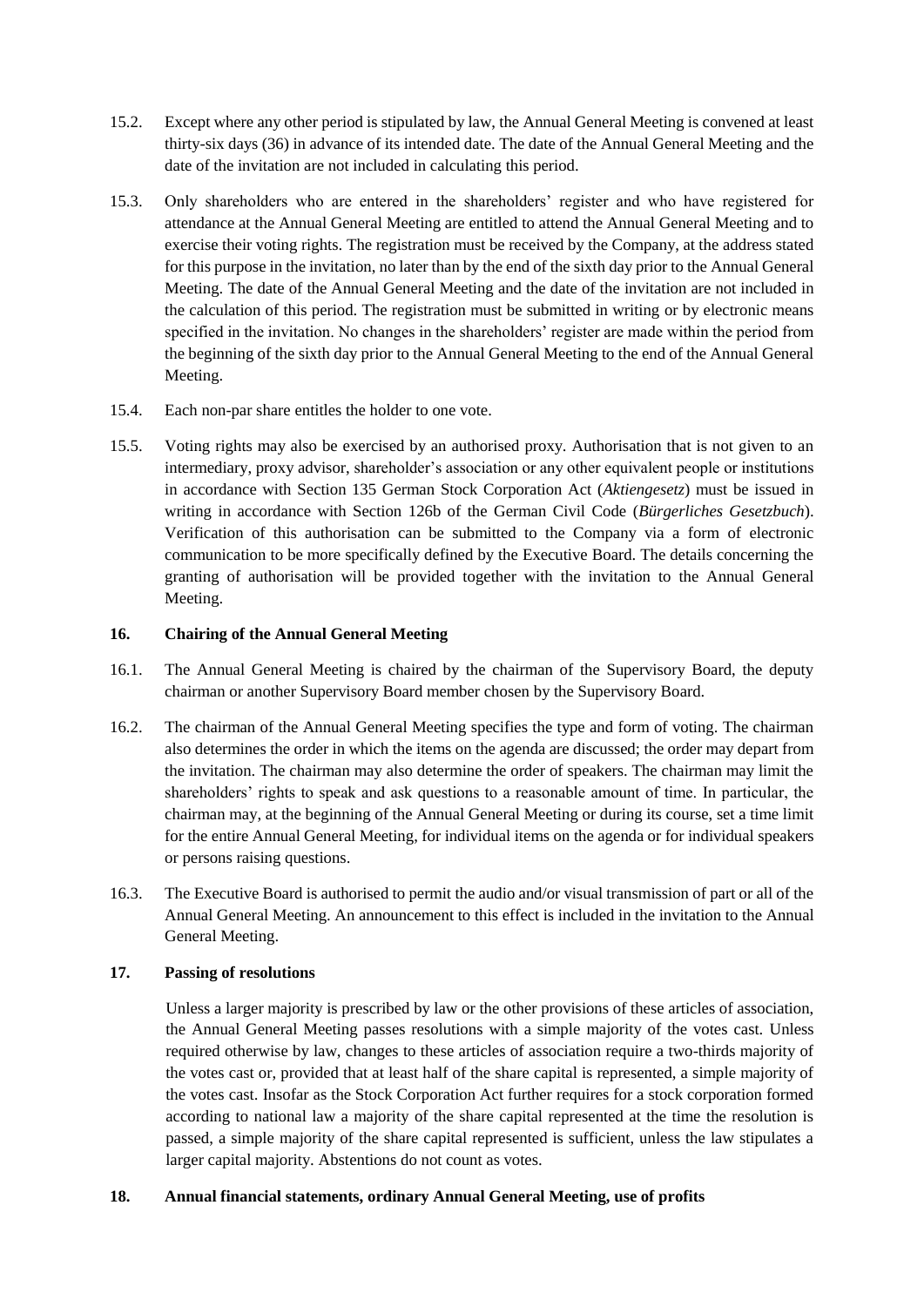15.2. Except where any other period is stipulated by law, the Annual General Meeting is convened at least thirty-six days (36) in advance of its intended date. The date of the Annual General Meeting and the date of the invitation are not included in calculating this period.

15.3. Only shareholders who are entered in the shareholders' register and who have registered for attendance at the Annual General Meeting are entitled to attend the Annual General Meeting and to exercise their voting rights. The registration must be received by the Company, at the address stated for this purpose in the invitation, no later than by the end of the sixth day prior to the Annual General Meeting. The date of the Annual General Meeting and the date of the invitation are not included in the calculation of this period. The registration must be submitted in writing or by electronic means specified in the invitation. No changes in the shareholders' register are made within the period from the beginning of the sixth day prior to the Annual General Meeting to the end of the Annual General Meeting.

15.4. Each non-par share entitles the holder to one vote.

15.5. Voting rights may also be exercised by an authorised proxy. Authorisation that is not given to an intermediary, proxy advisor, shareholder's association or any other equivalent people or institutions in accordance with Section 135 German Stock Corporation Act (*Aktiengesetz*) must be issued in writing in accordance with Section 126b of the German Civil Code (*Bürgerliches Gesetzbuch*). Verification of this authorisation can be submitted to the Company via a form of electronic communication to be more specifically defined by the Executive Board. The details concerning the granting of authorisation will be provided together with the invitation to the Annual General Meeting.

## 16. Chairing of the Annual General Meeting

16.1. The Annual General Meeting is chaired by the chairman of the Supervisory Board, the deputy chairman or another Supervisory Board member chosen by the Supervisory Board.

16.2. The chairman of the Annual General Meeting specifies the type and form of voting. The chairman also determines the order in which the items on the agenda are discussed; the order may depart from the invitation. The chairman may also determine the order of speakers. The chairman may limit the shareholders' rights to speak and ask questions to a reasonable amount of time. In particular, the chairman may, at the beginning of the Annual General Meeting or during its course, set a time limit for the entire Annual General Meeting, for individual items on the agenda or for individual speakers or persons raising questions.

16.3. The Executive Board is authorised to permit the audio and/or visual transmission of part or all of the Annual General Meeting. An announcement to this effect is included in the invitation to the Annual General Meeting.

## 17. Passing of resolutions

Unless a larger majority is prescribed by law or the other provisions of these articles of association, the Annual General Meeting passes resolutions with a simple majority of the votes cast. Unless required otherwise by law, changes to these articles of association require a two-thirds majority of the votes cast or, provided that at least half of the share capital is represented, a simple majority of the votes cast. Insofar as the Stock Corporation Act further requires for a stock corporation formed according to national law a majority of the share capital represented at the time the resolution is passed, a simple majority of the share capital represented is sufficient, unless the law stipulates a larger capital majority. Abstentions do not count as votes.

## 18. Annual financial statements, ordinary Annual General Meeting, use of profits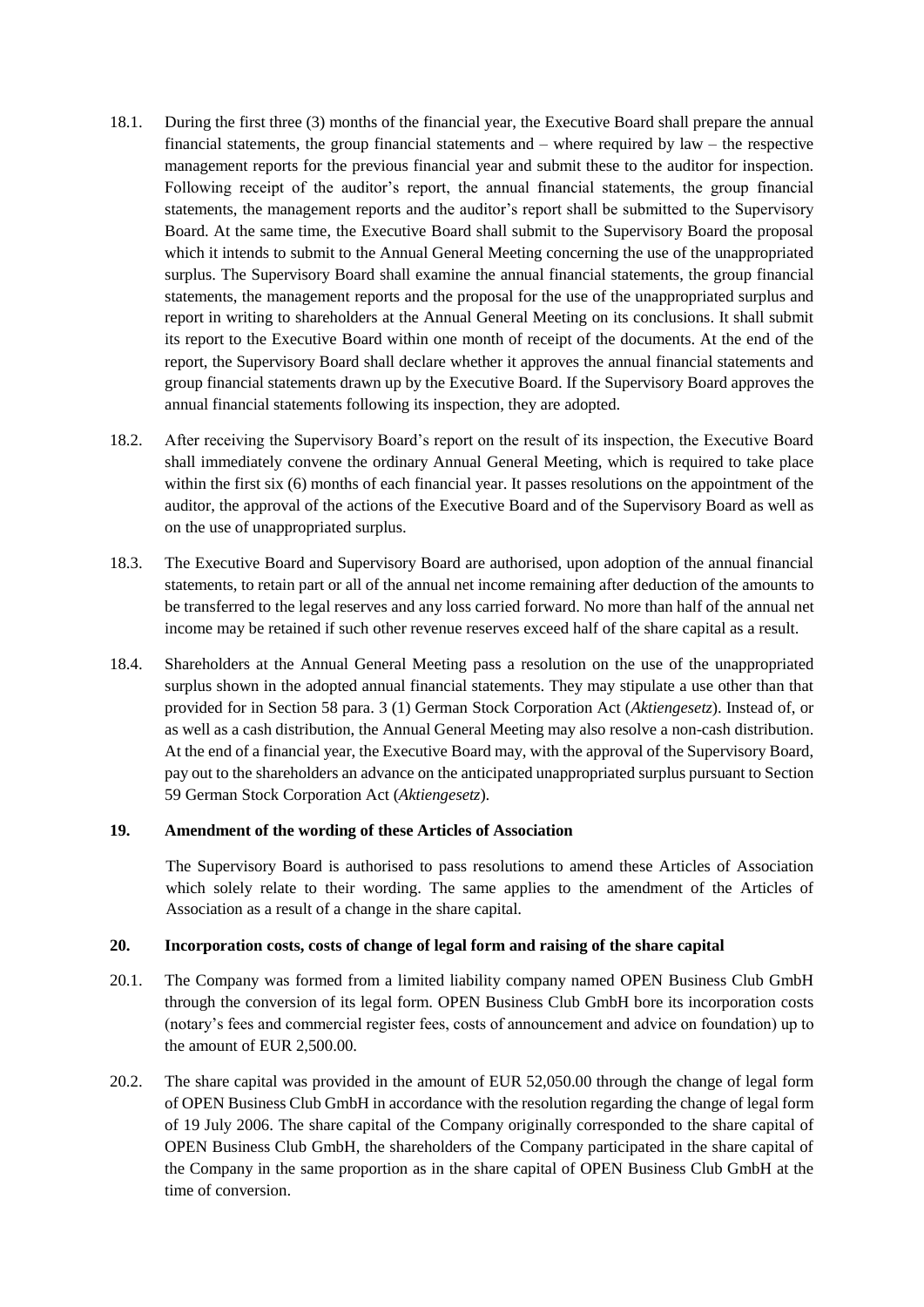18.1. During the first three (3) months of the financial year, the Executive Board shall prepare the annual financial statements, the group financial statements and – where required by law – the respective management reports for the previous financial year and submit these to the auditor for inspection. Following receipt of the auditor's report, the annual financial statements, the group financial statements, the management reports and the auditor's report shall be submitted to the Supervisory Board. At the same time, the Executive Board shall submit to the Supervisory Board the proposal which it intends to submit to the Annual General Meeting concerning the use of the unappropriated surplus. The Supervisory Board shall examine the annual financial statements, the group financial statements, the management reports and the proposal for the use of the unappropriated surplus and report in writing to shareholders at the Annual General Meeting on its conclusions. It shall submit its report to the Executive Board within one month of receipt of the documents. At the end of the report, the Supervisory Board shall declare whether it approves the annual financial statements and group financial statements drawn up by the Executive Board. If the Supervisory Board approves the annual financial statements following its inspection, they are adopted.

18.2. After receiving the Supervisory Board's report on the result of its inspection, the Executive Board shall immediately convene the ordinary Annual General Meeting, which is required to take place within the first six (6) months of each financial year. It passes resolutions on the appointment of the auditor, the approval of the actions of the Executive Board and of the Supervisory Board as well as on the use of unappropriated surplus.

18.3. The Executive Board and Supervisory Board are authorised, upon adoption of the annual financial statements, to retain part or all of the annual net income remaining after deduction of the amounts to be transferred to the legal reserves and any loss carried forward. No more than half of the annual net income may be retained if such other revenue reserves exceed half of the share capital as a result.

18.4. Shareholders at the Annual General Meeting pass a resolution on the use of the unappropriated surplus shown in the adopted annual financial statements. They may stipulate a use other than that provided for in Section 58 para. 3 (1) German Stock Corporation Act (*Aktiengesetz*). Instead of, or as well as a cash distribution, the Annual General Meeting may also resolve a non-cash distribution. At the end of a financial year, the Executive Board may, with the approval of the Supervisory Board, pay out to the shareholders an advance on the anticipated unappropriated surplus pursuant to Section 59 German Stock Corporation Act (*Aktiengesetz*).

## 19. Amendment of the wording of these Articles of Association

The Supervisory Board is authorised to pass resolutions to amend these Articles of Association which solely relate to their wording. The same applies to the amendment of the Articles of Association as a result of a change in the share capital.

## 20. Incorporation costs, costs of change of legal form and raising of the share capital

20.1. The Company was formed from a limited liability company named OPEN Business Club GmbH through the conversion of its legal form. OPEN Business Club GmbH bore its incorporation costs (notary's fees and commercial register fees, costs of announcement and advice on foundation) up to the amount of EUR 2,500.00.

20.2. The share capital was provided in the amount of EUR 52,050.00 through the change of legal form of OPEN Business Club GmbH in accordance with the resolution regarding the change of legal form of 19 July 2006. The share capital of the Company originally corresponded to the share capital of OPEN Business Club GmbH, the shareholders of the Company participated in the share capital of the Company in the same proportion as in the share capital of OPEN Business Club GmbH at the time of conversion.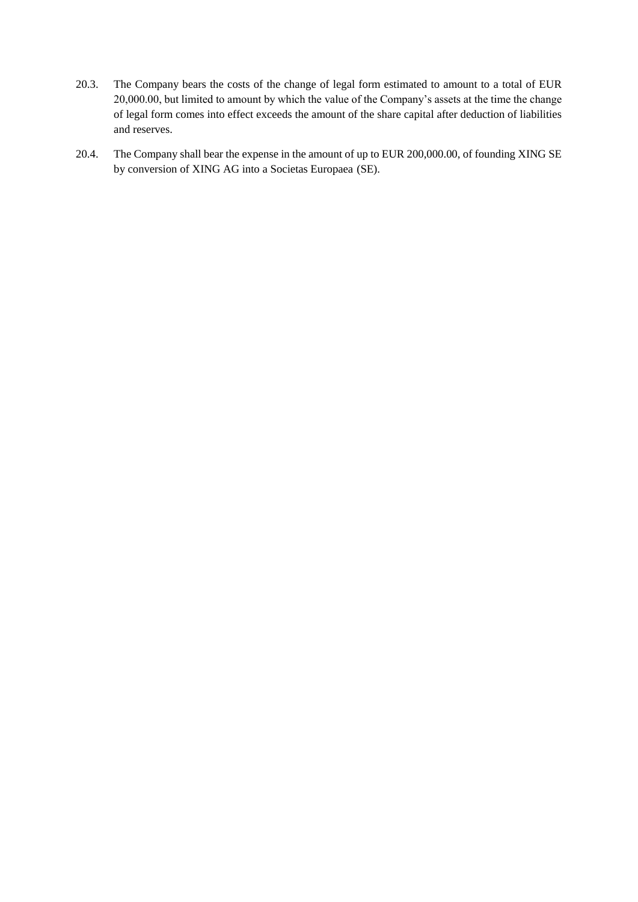20.3. The Company bears the costs of the change of legal form estimated to amount to a total of EUR 20,000.00, but limited to amount by which the value of the Company's assets at the time the change of legal form comes into effect exceeds the amount of the share capital after deduction of liabilities and reserves.

20.4. The Company shall bear the expense in the amount of up to EUR 200,000.00, of founding XING SE by conversion of XING AG into a Societas Europaea (SE).